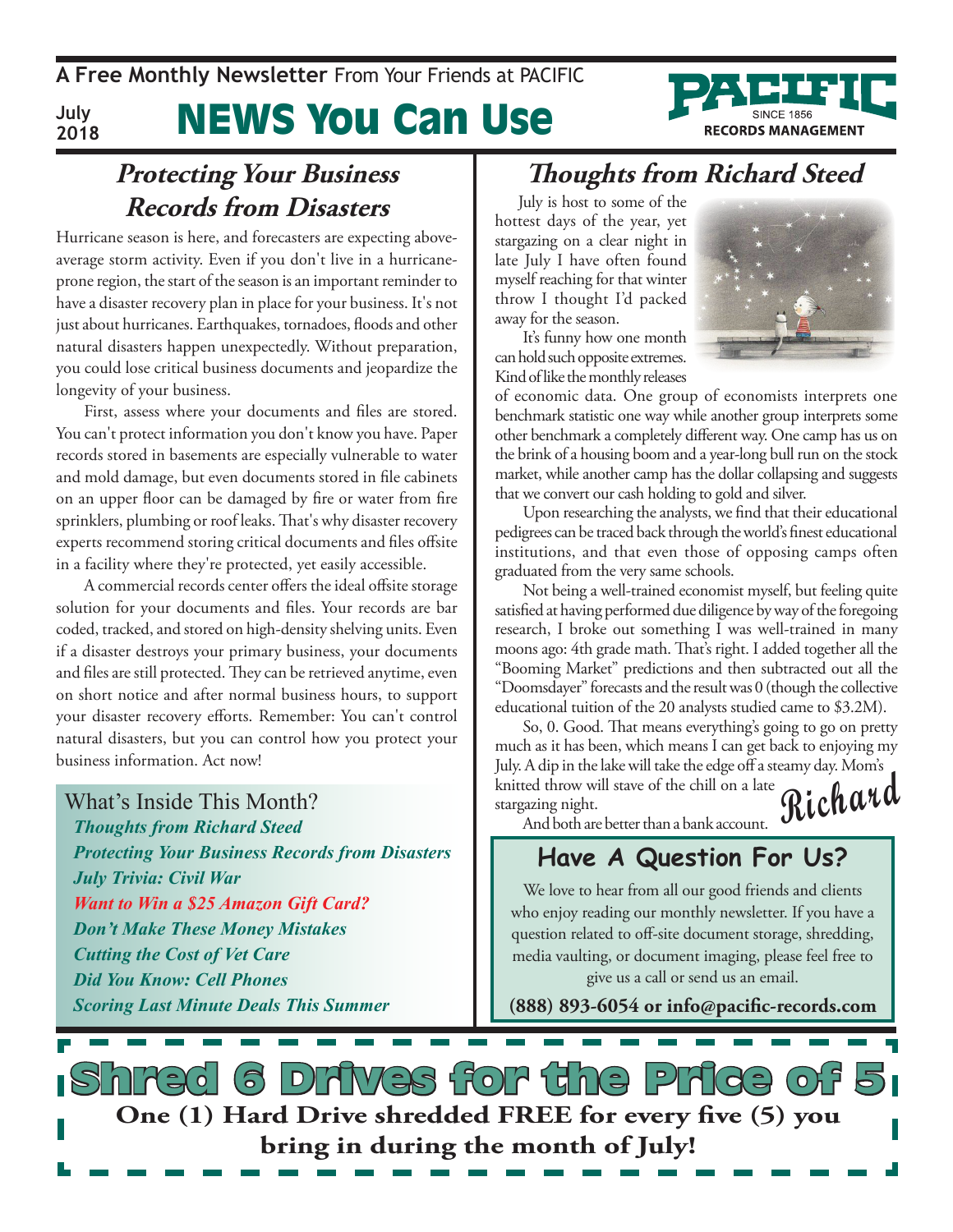A **Free Monthly Newsletter** From Your Friends at PACIFIC

**July 2018**

# NEWS You Can Use

PACIFIC SINCE 1856 RECORDS MANAGEMENT

## *Protecting Your Business Records from Disasters*

Hurricane season is here, and forecasters are expecting above-average storm activity. Even if you don't live in a hurricane-prone region, the start of the season is an important reminder to have a disaster recovery plan in place for your business. It's not just about hurricanes. Earthquakes, tornadoes, floods and other natural disasters happen unexpectedly. Without preparation, you could lose critical business documents and jeopardize the longevity of your business.

First, assess where your documents and files are stored. You can't protect information you don't know you have. Paper records stored in basements are especially vulnerable to water and mold damage, but even documents stored in file cabinets on an upper floor can be damaged by fire or water from fire sprinklers, plumbing or roof leaks. That's why disaster recovery experts recommend storing critical documents and files offsite in a facility where they're protected, yet easily accessible.

A commercial records center offers the ideal offsite storage solution for your documents and files. Your records are bar coded, tracked, and stored on high-density shelving units. Even if a disaster destroys your primary business, your documents and files are still protected. They can be retrieved anytime, even on short notice and after normal business hours, to support your disaster recovery efforts. Remember: You can't control natural disasters, but you can control how you protect your business information. Act now!

### What's Inside This Month?

*Thoughts from Richard Steed*
*Protecting Your Business Records from Disasters*
*July Trivia: Civil War*
*Want to Win a $25 Amazon Gift Card?*
*Don't Make These Money Mistakes*
*Cutting the Cost of Vet Care*
*Did You Know: Cell Phones*
*Scoring Last Minute Deals This Summer*

## *Thoughts from Richard Steed*

July is host to some of the hottest days of the year, yet stargazing on a clear night in late July I have often found myself reaching for that winter throw I thought I'd packed away for the season.

It's funny how one month can hold such opposite extremes. Kind of like the monthly releases of economic data. One group of economists interprets one benchmark statistic one way while another group interprets some other benchmark a completely different way. One camp has us on the brink of a housing boom and a year-long bull run on the stock market, while another camp has the dollar collapsing and suggests that we convert our cash holding to gold and silver.

Upon researching the analysts, we find that their educational pedigrees can be traced back through the world's finest educational institutions, and that even those of opposing camps often graduated from the very same schools.

Not being a well-trained economist myself, but feeling quite satisfied at having performed due diligence by way of the foregoing research, I broke out something I was well-trained in many moons ago: 4th grade math. That's right. I added together all the "Booming Market" predictions and then subtracted out all the "Doomsdayer" forecasts and the result was 0 (though the collective educational tuition of the 20 analysts studied came to $3.2M).

So, 0. Good. That means everything's going to go on pretty much as it has been, which means I can get back to enjoying my July. A dip in the lake will take the edge off a steamy day. Mom's knitted throw will stave of the chill on a late stargazing night.

And both are better than a bank account.

*Richard*

## Have A Question For Us?

We love to hear from all our good friends and clients who enjoy reading our monthly newsletter. If you have a question related to off-site document storage, shredding, media vaulting, or document imaging, please feel free to give us a call or send us an email.

**(888) 893-6054 or info@pacific-records.com**

## Shred 6 Drives for the Price of 5

**One (1) Hard Drive shredded FREE for every five (5) you bring in during the month of July!**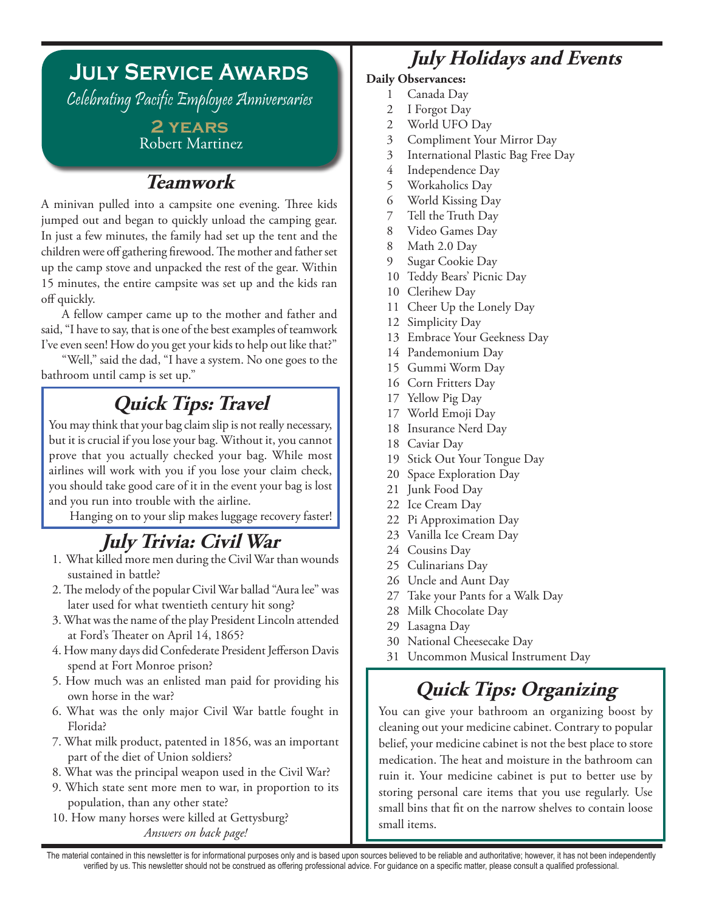# July Service Awards

*Celebrating Pacific Employee Anniversaries*

**2 years**

Robert Martinez

## Teamwork

A minivan pulled into a campsite one evening. Three kids jumped out and began to quickly unload the camping gear. In just a few minutes, the family had set up the tent and the children were off gathering firewood. The mother and father set up the camp stove and unpacked the rest of the gear. Within 15 minutes, the entire campsite was set up and the kids ran off quickly.

A fellow camper came up to the mother and father and said, "I have to say, that is one of the best examples of teamwork I've even seen! How do you get your kids to help out like that?"

"Well," said the dad, "I have a system. No one goes to the bathroom until camp is set up."

## Quick Tips: Travel

You may think that your bag claim slip is not really necessary, but it is crucial if you lose your bag. Without it, you cannot prove that you actually checked your bag. While most airlines will work with you if you lose your claim check, you should take good care of it in the event your bag is lost and you run into trouble with the airline.

Hanging on to your slip makes luggage recovery faster!

## July Trivia: Civil War

1. What killed more men during the Civil War than wounds sustained in battle?
2. The melody of the popular Civil War ballad "Aura lee" was later used for what twentieth century hit song?
3. What was the name of the play President Lincoln attended at Ford's Theater on April 14, 1865?
4. How many days did Confederate President Jefferson Davis spend at Fort Monroe prison?
5. How much was an enlisted man paid for providing his own horse in the war?
6. What was the only major Civil War battle fought in Florida?
7. What milk product, patented in 1856, was an important part of the diet of Union soldiers?
8. What was the principal weapon used in the Civil War?
9. Which state sent more men to war, in proportion to its population, than any other state?
10. How many horses were killed at Gettysburg?

*Answers on back page!*

## July Holidays and Events

**Daily Observances:**

1 Canada Day
2 I Forgot Day
2 World UFO Day
3 Compliment Your Mirror Day
3 International Plastic Bag Free Day
4 Independence Day
5 Workaholics Day
6 World Kissing Day
7 Tell the Truth Day
8 Video Games Day
8 Math 2.0 Day
9 Sugar Cookie Day
10 Teddy Bears' Picnic Day
10 Clerihew Day
11 Cheer Up the Lonely Day
12 Simplicity Day
13 Embrace Your Geekness Day
14 Pandemonium Day
15 Gummi Worm Day
16 Corn Fritters Day
17 Yellow Pig Day
17 World Emoji Day
18 Insurance Nerd Day
18 Caviar Day
19 Stick Out Your Tongue Day
20 Space Exploration Day
21 Junk Food Day
22 Ice Cream Day
22 Pi Approximation Day
23 Vanilla Ice Cream Day
24 Cousins Day
25 Culinarians Day
26 Uncle and Aunt Day
27 Take your Pants for a Walk Day
28 Milk Chocolate Day
29 Lasagna Day
30 National Cheesecake Day
31 Uncommon Musical Instrument Day

## Quick Tips: Organizing

You can give your bathroom an organizing boost by cleaning out your medicine cabinet. Contrary to popular belief, your medicine cabinet is not the best place to store medication. The heat and moisture in the bathroom can ruin it. Your medicine cabinet is put to better use by storing personal care items that you use regularly. Use small bins that fit on the narrow shelves to contain loose small items.

The material contained in this newsletter is for informational purposes only and is based upon sources believed to be reliable and authoritative; however, it has not been independently verified by us. This newsletter should not be construed as offering professional advice. For guidance on a specific matter, please consult a qualified professional.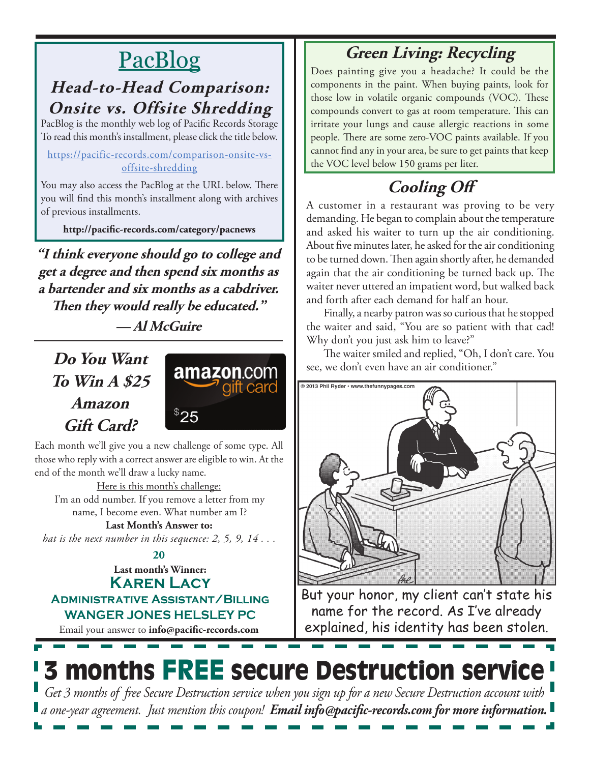## PacBlog

### *Head-to-Head Comparison: Onsite vs. Offsite Shredding*

PacBlog is the monthly web log of Pacific Records Storage To read this month's installment, please click the title below.

https://pacific-records.com/comparison-onsite-vs-offsite-shredding

You may also access the PacBlog at the URL below. There you will find this month's installment along with archives of previous installments.

**http://pacific-records.com/category/pacnews**

***"I think everyone should go to college and get a degree and then spend six months as a bartender and six months as a cabdriver. Then they would really be educated."***
***— Al McGuire***

### *Do You Want To Win A $25 Amazon Gift Card?*

amazon.com gift card $25

Each month we'll give you a new challenge of some type. All those who reply with a correct answer are eligible to win. At the end of the month we'll draw a lucky name.

Here is this month's challenge:
I'm an odd number. If you remove a letter from my name, I become even. What number am I?

**Last Month's Answer to:**
*hat is the next number in this sequence: 2, 5, 9, 14 . . .*

**20**

**Last month's Winner:**
**Karen Lacy**
**Administrative Assistant/Billing**
**WANGER JONES HELSLEY PC**

Email your answer to **info@pacific-records.com**

### *Green Living: Recycling*

Does painting give you a headache? It could be the components in the paint. When buying paints, look for those low in volatile organic compounds (VOC). These compounds convert to gas at room temperature. This can irritate your lungs and cause allergic reactions in some people. There are some zero-VOC paints available. If you cannot find any in your area, be sure to get paints that keep the VOC level below 150 grams per liter.

### *Cooling Off*

A customer in a restaurant was proving to be very demanding. He began to complain about the temperature and asked his waiter to turn up the air conditioning. About five minutes later, he asked for the air conditioning to be turned down. Then again shortly after, he demanded again that the air conditioning be turned back up. The waiter never uttered an impatient word, but walked back and forth after each demand for half an hour.

Finally, a nearby patron was so curious that he stopped the waiter and said, "You are so patient with that cad! Why don't you just ask him to leave?"

The waiter smiled and replied, "Oh, I don't care. You see, we don't even have an air conditioner."

© 2013 Phil Ryder • www.thefunnypages.com

But your honor, my client can't state his name for the record. As I've already explained, his identity has been stolen.

## 3 months FREE secure Destruction service

*Get 3 months of free Secure Destruction service when you sign up for a new Secure Destruction account with a one-year agreement. Just mention this coupon!* ***Email info@pacific-records.com for more information.***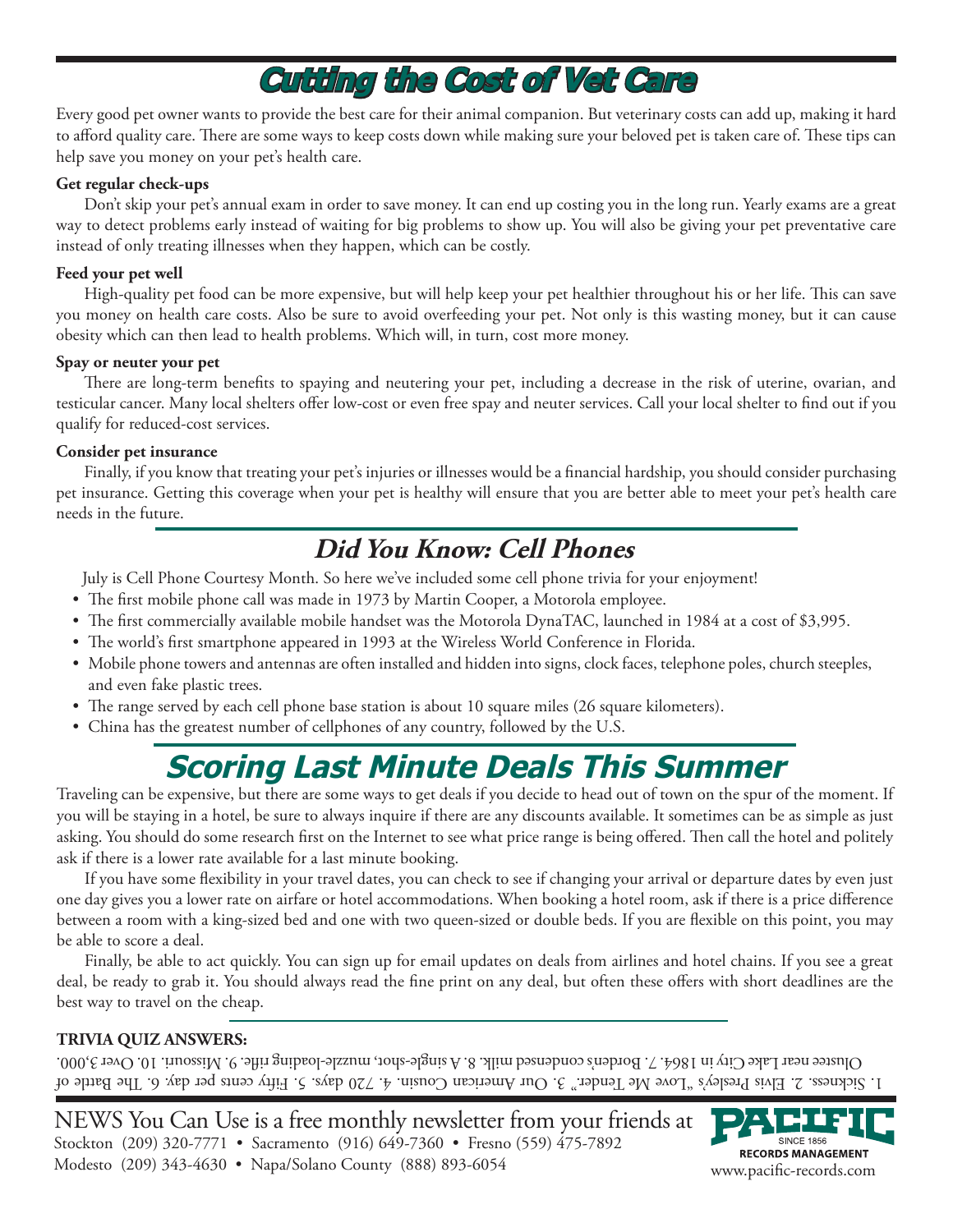# Cutting the Cost of Vet Care

Every good pet owner wants to provide the best care for their animal companion. But veterinary costs can add up, making it hard to afford quality care. There are some ways to keep costs down while making sure your beloved pet is taken care of. These tips can help save you money on your pet's health care.

**Get regular check-ups**

Don't skip your pet's annual exam in order to save money. It can end up costing you in the long run. Yearly exams are a great way to detect problems early instead of waiting for big problems to show up. You will also be giving your pet preventative care instead of only treating illnesses when they happen, which can be costly.

**Feed your pet well**

High-quality pet food can be more expensive, but will help keep your pet healthier throughout his or her life. This can save you money on health care costs. Also be sure to avoid overfeeding your pet. Not only is this wasting money, but it can cause obesity which can then lead to health problems. Which will, in turn, cost more money.

**Spay or neuter your pet**

There are long-term benefits to spaying and neutering your pet, including a decrease in the risk of uterine, ovarian, and testicular cancer. Many local shelters offer low-cost or even free spay and neuter services. Call your local shelter to find out if you qualify for reduced-cost services.

**Consider pet insurance**

Finally, if you know that treating your pet's injuries or illnesses would be a financial hardship, you should consider purchasing pet insurance. Getting this coverage when your pet is healthy will ensure that you are better able to meet your pet's health care needs in the future.

## *Did You Know: Cell Phones*

July is Cell Phone Courtesy Month. So here we've included some cell phone trivia for your enjoyment!

- The first mobile phone call was made in 1973 by Martin Cooper, a Motorola employee.
- The first commercially available mobile handset was the Motorola DynaTAC, launched in 1984 at a cost of $3,995.
- The world's first smartphone appeared in 1993 at the Wireless World Conference in Florida.
- Mobile phone towers and antennas are often installed and hidden into signs, clock faces, telephone poles, church steeples, and even fake plastic trees.
- The range served by each cell phone base station is about 10 square miles (26 square kilometers).
- China has the greatest number of cellphones of any country, followed by the U.S.

# Scoring Last Minute Deals This Summer

Traveling can be expensive, but there are some ways to get deals if you decide to head out of town on the spur of the moment. If you will be staying in a hotel, be sure to always inquire if there are any discounts available. It sometimes can be as simple as just asking. You should do some research first on the Internet to see what price range is being offered. Then call the hotel and politely ask if there is a lower rate available for a last minute booking.

If you have some flexibility in your travel dates, you can check to see if changing your arrival or departure dates by even just one day gives you a lower rate on airfare or hotel accommodations. When booking a hotel room, ask if there is a price difference between a room with a king-sized bed and one with two queen-sized or double beds. If you are flexible on this point, you may be able to score a deal.

Finally, be able to act quickly. You can sign up for email updates on deals from airlines and hotel chains. If you see a great deal, be ready to grab it. You should always read the fine print on any deal, but often these offers with short deadlines are the best way to travel on the cheap.

**TRIVIA QUIZ ANSWERS:**

1. Sickness. 2. Elvis Presley's "Love Me Tender." 3. Our American Cousin. 4. 720 days. 5. Fifty cents per day. 6. The Battle of Olustee near Lake City in 1864. 7. Borden's condensed milk. 8. A single-shot, muzzle-loading rifle. 9. Missouri. 10. Over 3,000.

NEWS You Can Use is a free monthly newsletter from your friends at

Stockton (209) 320-7771 • Sacramento (916) 649-7360 • Fresno (559) 475-7892
Modesto (209) 343-4630 • Napa/Solano County (888) 893-6054

PACIFIC SINCE 1856 RECORDS MANAGEMENT
www.pacific-records.com